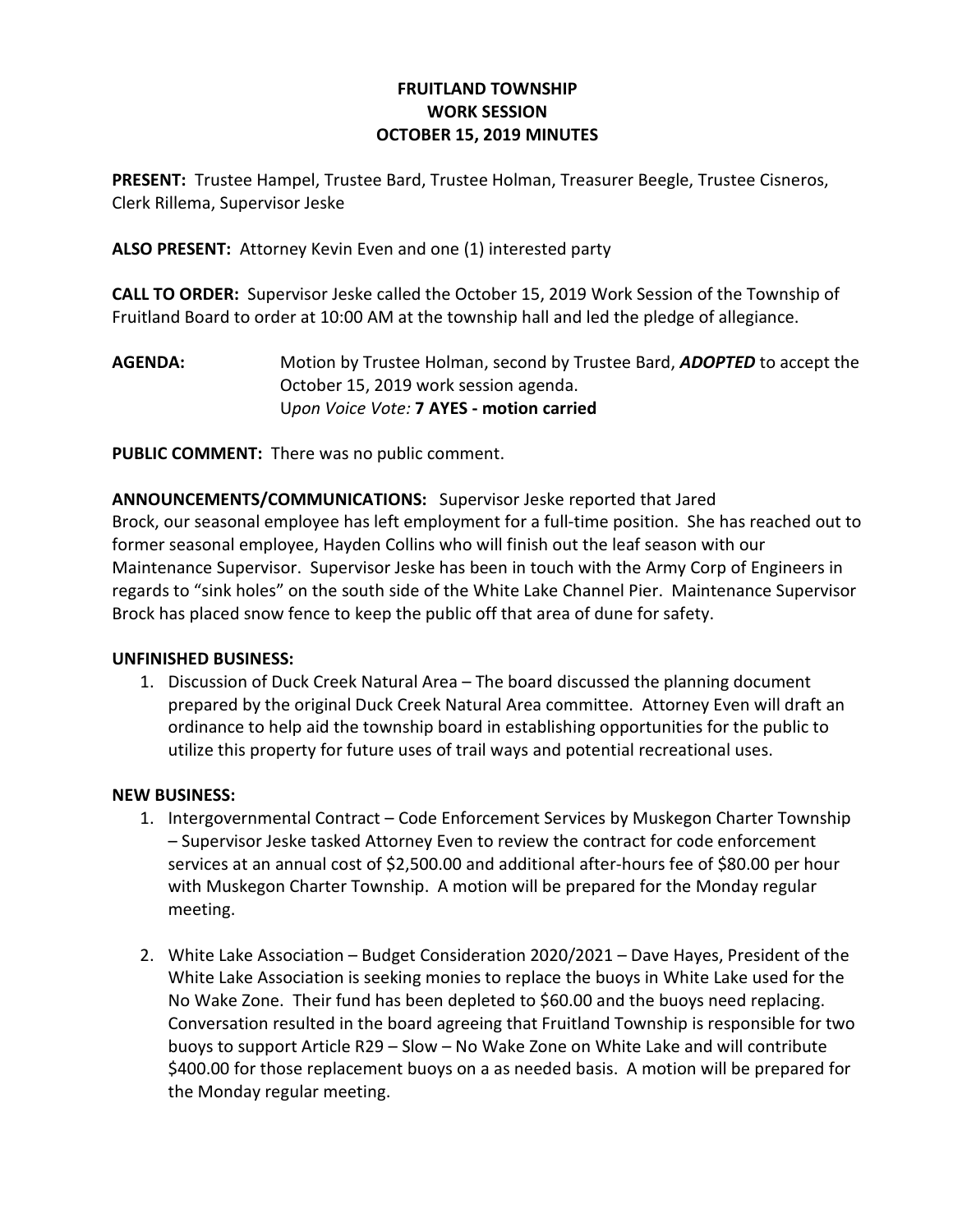**FRUITLAND TOWNSHIP**
**WORK SESSION**
**OCTOBER 15, 2019 MINUTES**

**PRESENT:** Trustee Hampel, Trustee Bard, Trustee Holman, Treasurer Beegle, Trustee Cisneros, Clerk Rillema, Supervisor Jeske

**ALSO PRESENT:** Attorney Kevin Even and one (1) interested party

**CALL TO ORDER:** Supervisor Jeske called the October 15, 2019 Work Session of the Township of Fruitland Board to order at 10:00 AM at the township hall and led the pledge of allegiance.

**AGENDA:** Motion by Trustee Holman, second by Trustee Bard, ***ADOPTED*** to accept the October 15, 2019 work session agenda.
U*pon Voice Vote:* **7 AYES - motion carried**

**PUBLIC COMMENT:** There was no public comment.

**ANNOUNCEMENTS/COMMUNICATIONS:** Supervisor Jeske reported that Jared Brock, our seasonal employee has left employment for a full-time position. She has reached out to former seasonal employee, Hayden Collins who will finish out the leaf season with our Maintenance Supervisor. Supervisor Jeske has been in touch with the Army Corp of Engineers in regards to "sink holes" on the south side of the White Lake Channel Pier. Maintenance Supervisor Brock has placed snow fence to keep the public off that area of dune for safety.

**UNFINISHED BUSINESS:**

1. Discussion of Duck Creek Natural Area – The board discussed the planning document prepared by the original Duck Creek Natural Area committee. Attorney Even will draft an ordinance to help aid the township board in establishing opportunities for the public to utilize this property for future uses of trail ways and potential recreational uses.

**NEW BUSINESS:**

1. Intergovernmental Contract – Code Enforcement Services by Muskegon Charter Township – Supervisor Jeske tasked Attorney Even to review the contract for code enforcement services at an annual cost of $2,500.00 and additional after-hours fee of $80.00 per hour with Muskegon Charter Township. A motion will be prepared for the Monday regular meeting.

2. White Lake Association – Budget Consideration 2020/2021 – Dave Hayes, President of the White Lake Association is seeking monies to replace the buoys in White Lake used for the No Wake Zone. Their fund has been depleted to $60.00 and the buoys need replacing. Conversation resulted in the board agreeing that Fruitland Township is responsible for two buoys to support Article R29 – Slow – No Wake Zone on White Lake and will contribute $400.00 for those replacement buoys on a as needed basis. A motion will be prepared for the Monday regular meeting.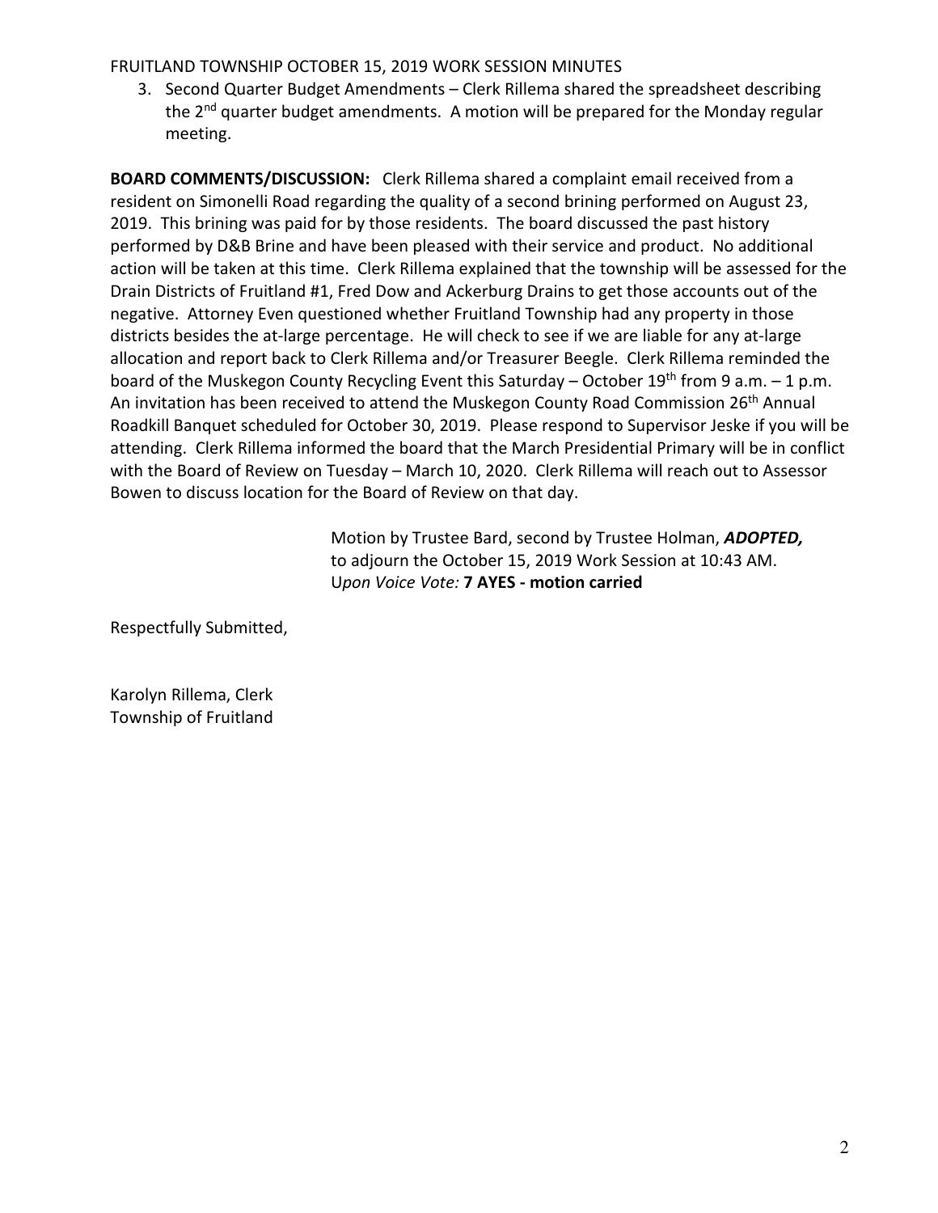3. Second Quarter Budget Amendments – Clerk Rillema shared the spreadsheet describing the 2nd quarter budget amendments. A motion will be prepared for the Monday regular meeting.

**BOARD COMMENTS/DISCUSSION:** Clerk Rillema shared a complaint email received from a resident on Simonelli Road regarding the quality of a second brining performed on August 23, 2019. This brining was paid for by those residents. The board discussed the past history performed by D&B Brine and have been pleased with their service and product. No additional action will be taken at this time. Clerk Rillema explained that the township will be assessed for the Drain Districts of Fruitland #1, Fred Dow and Ackerburg Drains to get those accounts out of the negative. Attorney Even questioned whether Fruitland Township had any property in those districts besides the at-large percentage. He will check to see if we are liable for any at-large allocation and report back to Clerk Rillema and/or Treasurer Beegle. Clerk Rillema reminded the board of the Muskegon County Recycling Event this Saturday – October 19th from 9 a.m. – 1 p.m. An invitation has been received to attend the Muskegon County Road Commission 26th Annual Roadkill Banquet scheduled for October 30, 2019. Please respond to Supervisor Jeske if you will be attending. Clerk Rillema informed the board that the March Presidential Primary will be in conflict with the Board of Review on Tuesday – March 10, 2020. Clerk Rillema will reach out to Assessor Bowen to discuss location for the Board of Review on that day.

Motion by Trustee Bard, second by Trustee Holman, ***ADOPTED,*** to adjourn the October 15, 2019 Work Session at 10:43 AM.
U*pon Voice Vote:* **7 AYES - motion carried**

Respectfully Submitted,

Karolyn Rillema, Clerk
Township of Fruitland